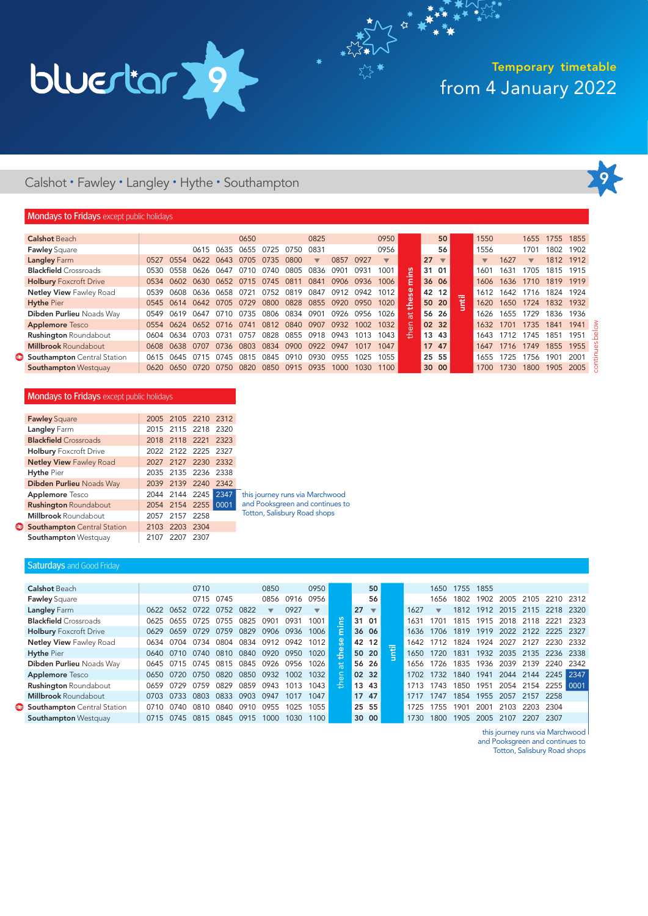# bluestar 9

**Temporary timetable**
**from 4 January 2022**

## Calshot • Fawley • Langley • Hythe • Southampton

### Mondays to Fridays except public holidays

| | | | | | | | | | | | | | | | | | | | | |
|---|---|---|---|---|---|---|---|---|---|---|---|---|---|---|---|---|---|---|---|---|
| **Calshot** Beach | | | | | 0650 | | | 0825 | | | 0950 | then at these mins | | 50 | until | 1550 | | 1655 | 1755 | 1855 |
| **Fawley** Square | | | 0615 | 0635 | 0655 | 0725 | 0750 | 0831 | | | 0956 | | | 56 | | 1556 | | 1701 | 1802 | 1902 |
| **Langley** Farm | 0527 | 0554 | 0622 | 0643 | 0705 | 0735 | 0800 | ▼ | 0857 | 0927 | ▼ | | 27 | ▼ | | ▼ | 1627 | ▼ | 1812 | 1912 |
| **Blackfield** Crossroads | 0530 | 0558 | 0626 | 0647 | 0710 | 0740 | 0805 | 0836 | 0901 | 0931 | 1001 | | 31 | 01 | | 1601 | 1631 | 1705 | 1815 | 1915 |
| **Holbury** Foxcroft Drive | 0534 | 0602 | 0630 | 0652 | 0715 | 0745 | 0811 | 0841 | 0906 | 0936 | 1006 | | 36 | 06 | | 1606 | 1636 | 1710 | 1819 | 1919 |
| **Netley View** Fawley Road | 0539 | 0608 | 0636 | 0658 | 0721 | 0752 | 0819 | 0847 | 0912 | 0942 | 1012 | | 42 | 12 | | 1612 | 1642 | 1716 | 1824 | 1924 |
| **Hythe** Pier | 0545 | 0614 | 0642 | 0705 | 0729 | 0800 | 0828 | 0855 | 0920 | 0950 | 1020 | | 50 | 20 | | 1620 | 1650 | 1724 | 1832 | 1932 |
| **Dibden Purlieu** Noads Way | 0549 | 0619 | 0647 | 0710 | 0735 | 0806 | 0834 | 0901 | 0926 | 0956 | 1026 | | 56 | 26 | | 1626 | 1655 | 1729 | 1836 | 1936 |
| **Applemore** Tesco | 0554 | 0624 | 0652 | 0716 | 0741 | 0812 | 0840 | 0907 | 0932 | 1002 | 1032 | | 02 | 32 | | 1632 | 1701 | 1735 | 1841 | 1941 |
| **Rushington** Roundabout | 0604 | 0634 | 0703 | 0731 | 0757 | 0828 | 0855 | 0918 | 0943 | 1013 | 1043 | | 13 | 43 | | 1643 | 1712 | 1745 | 1851 | 1951 |
| **Millbrook** Roundabout | 0608 | 0638 | 0707 | 0736 | 0803 | 0834 | 0900 | 0922 | 0947 | 1017 | 1047 | | 17 | 47 | | 1647 | 1716 | 1749 | 1855 | 1955 |
| **Southampton** Central Station | 0615 | 0645 | 0715 | 0745 | 0815 | 0845 | 0910 | 0930 | 0955 | 1025 | 1055 | | 25 | 55 | | 1655 | 1725 | 1756 | 1901 | 2001 |
| **Southampton** Westquay | 0620 | 0650 | 0720 | 0750 | 0820 | 0850 | 0915 | 0935 | 1000 | 1030 | 1100 | | 30 | 00 | | 1700 | 1730 | 1800 | 1905 | 2005 |

continues below

### Mondays to Fridays except public holidays

| | | | | |
|---|---|---|---|---|
| **Fawley** Square | 2005 | 2105 | 2210 | 2312 |
| **Langley** Farm | 2015 | 2115 | 2218 | 2320 |
| **Blackfield** Crossroads | 2018 | 2118 | 2221 | 2323 |
| **Holbury** Foxcroft Drive | 2022 | 2122 | 2225 | 2327 |
| **Netley View** Fawley Road | 2027 | 2127 | 2230 | 2332 |
| **Hythe** Pier | 2035 | 2135 | 2236 | 2338 |
| **Dibden Purlieu** Noads Way | 2039 | 2139 | 2240 | 2342 |
| **Applemore** Tesco | 2044 | 2144 | 2245 | 2347 |
| **Rushington** Roundabout | 2054 | 2154 | 2255 | 0001 |
| **Millbrook** Roundabout | 2057 | 2157 | 2258 | |
| **Southampton** Central Station | 2103 | 2203 | 2304 | |
| **Southampton** Westquay | 2107 | 2207 | 2307 | |

2347/0001: this journey runs via Marchwood and Pooksgreen and continues to Totton, Salisbury Road shops

### Saturdays and Good Friday

| | | | | | | | | | | | | | | | | | | | | |
|---|---|---|---|---|---|---|---|---|---|---|---|---|---|---|---|---|---|---|---|---|
| **Calshot** Beach | | | 0710 | | | 0850 | | 0950 | then at these mins | | 50 | until | | 1650 | 1755 | 1855 | | | | |
| **Fawley** Square | | | 0715 | 0745 | | 0856 | 0916 | 0956 | | | 56 | | | 1656 | 1802 | 1902 | 2005 | 2105 | 2210 | 2312 |
| **Langley** Farm | 0622 | 0652 | 0722 | 0752 | 0822 | ▼ | 0927 | ▼ | | 27 | ▼ | | 1627 | ▼ | 1812 | 1912 | 2015 | 2115 | 2218 | 2320 |
| **Blackfield** Crossroads | 0625 | 0655 | 0725 | 0755 | 0825 | 0901 | 0931 | 1001 | | 31 | 01 | | 1631 | 1701 | 1815 | 1915 | 2018 | 2118 | 2221 | 2323 |
| **Holbury** Foxcroft Drive | 0629 | 0659 | 0729 | 0759 | 0829 | 0906 | 0936 | 1006 | | 36 | 06 | | 1636 | 1706 | 1819 | 1919 | 2022 | 2122 | 2225 | 2327 |
| **Netley View** Fawley Road | 0634 | 0704 | 0734 | 0804 | 0834 | 0912 | 0942 | 1012 | | 42 | 12 | | 1642 | 1712 | 1824 | 1924 | 2027 | 2127 | 2230 | 2332 |
| **Hythe** Pier | 0640 | 0710 | 0740 | 0810 | 0840 | 0920 | 0950 | 1020 | | 50 | 20 | | 1650 | 1720 | 1831 | 1932 | 2035 | 2135 | 2236 | 2338 |
| **Dibden Purlieu** Noads Way | 0645 | 0715 | 0745 | 0815 | 0845 | 0926 | 0956 | 1026 | | 56 | 26 | | 1656 | 1726 | 1835 | 1936 | 2039 | 2139 | 2240 | 2342 |
| **Applemore** Tesco | 0650 | 0720 | 0750 | 0820 | 0850 | 0932 | 1002 | 1032 | | 02 | 32 | | 1702 | 1732 | 1840 | 1941 | 2044 | 2144 | 2245 | 2347 |
| **Rushington** Roundabout | 0659 | 0729 | 0759 | 0829 | 0859 | 0943 | 1013 | 1043 | | 13 | 43 | | 1713 | 1743 | 1850 | 1951 | 2054 | 2154 | 2255 | 0001 |
| **Millbrook** Roundabout | 0703 | 0733 | 0803 | 0833 | 0903 | 0947 | 1017 | 1047 | | 17 | 47 | | 1717 | 1747 | 1854 | 1955 | 2057 | 2157 | 2258 | |
| **Southampton** Central Station | 0710 | 0740 | 0810 | 0840 | 0910 | 0955 | 1025 | 1055 | | 25 | 55 | | 1725 | 1755 | 1901 | 2001 | 2103 | 2203 | 2304 | |
| **Southampton** Westquay | 0715 | 0745 | 0815 | 0845 | 0915 | 1000 | 1030 | 1100 | | 30 | 00 | | 1730 | 1800 | 1905 | 2005 | 2107 | 2207 | 2307 | |

2347/0001: this journey runs via Marchwood and Pooksgreen and continues to Totton, Salisbury Road shops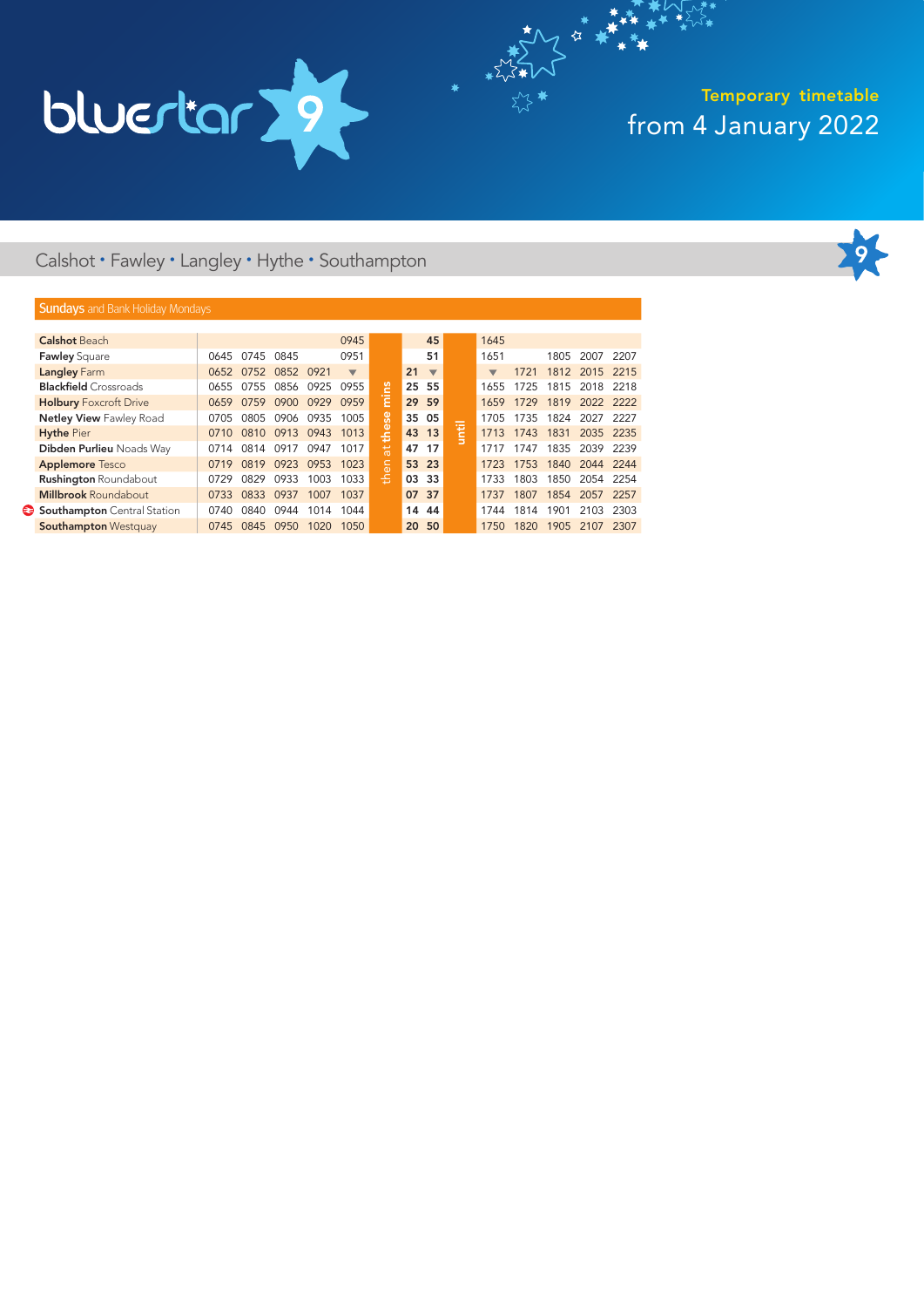# bluestar 9

**Temporary timetable**
from 4 January 2022

## Calshot • Fawley • Langley • Hythe • Southampton

**Sundays** and Bank Holiday Mondays

| | | | | | | | | | | | | | | | |
|---|---|---|---|---|---|---|---|---|---|---|---|---|---|---|---|
| **Calshot** Beach | | | | | 0945 | then at these mins | | 45 | until | 1645 | | | | | |
| **Fawley** Square | 0645 | 0745 | 0845 | | 0951 | | | 51 | | 1651 | | 1805 | 2007 | 2207 | |
| **Langley** Farm | 0652 | 0752 | 0852 | 0921 | ▼ | | 21 | ▼ | | ▼ | 1721 | 1812 | 2015 | 2215 | |
| **Blackfield** Crossroads | 0655 | 0755 | 0856 | 0925 | 0955 | | 25 | 55 | | 1655 | 1725 | 1815 | 2018 | 2218 | |
| **Holbury** Foxcroft Drive | 0659 | 0759 | 0900 | 0929 | 0959 | | 29 | 59 | | 1659 | 1729 | 1819 | 2022 | 2222 | |
| **Netley View** Fawley Road | 0705 | 0805 | 0906 | 0935 | 1005 | | 35 | 05 | | 1705 | 1735 | 1824 | 2027 | 2227 | |
| **Hythe** Pier | 0710 | 0810 | 0913 | 0943 | 1013 | | 43 | 13 | | 1713 | 1743 | 1831 | 2035 | 2235 | |
| **Dibden Purlieu** Noads Way | 0714 | 0814 | 0917 | 0947 | 1017 | | 47 | 17 | | 1717 | 1747 | 1835 | 2039 | 2239 | |
| **Applemore** Tesco | 0719 | 0819 | 0923 | 0953 | 1023 | | 53 | 23 | | 1723 | 1753 | 1840 | 2044 | 2244 | |
| **Rushington** Roundabout | 0729 | 0829 | 0933 | 1003 | 1033 | | 03 | 33 | | 1733 | 1803 | 1850 | 2054 | 2254 | |
| **Millbrook** Roundabout | 0733 | 0833 | 0937 | 1007 | 1037 | | 07 | 37 | | 1737 | 1807 | 1854 | 2057 | 2257 | |
| **Southampton** Central Station | 0740 | 0840 | 0944 | 1014 | 1044 | | 14 | 44 | | 1744 | 1814 | 1901 | 2103 | 2303 | |
| **Southampton** Westquay | 0745 | 0845 | 0950 | 1020 | 1050 | | 20 | 50 | | 1750 | 1820 | 1905 | 2107 | 2307 | |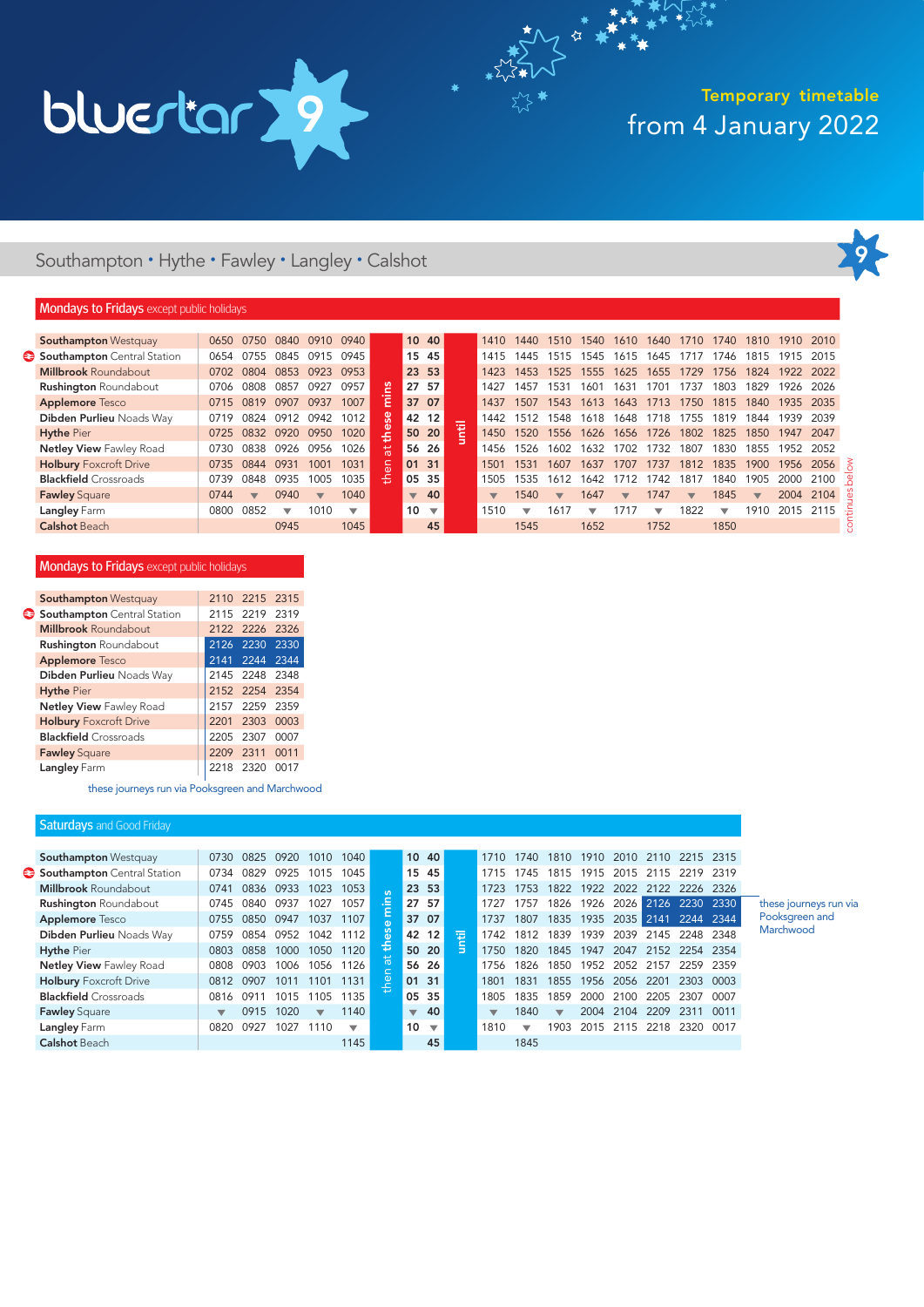# bluestar 9

Temporary timetable
from 4 January 2022

## Southampton • Hythe • Fawley • Langley • Calshot

### Mondays to Fridays except public holidays

| Stop | | | | | | then at these mins | | until | | | | | | | | | | | | |
|---|---|---|---|---|---|---|---|---|---|---|---|---|---|---|---|---|---|---|---|---|
| **Southampton** Westquay | 0650 | 0750 | 0840 | 0910 | 0940 | 10 | 40 | | 1410 | 1440 | 1510 | 1540 | 1610 | 1640 | 1710 | 1740 | 1810 | 1910 | 2010 |
| **Southampton** Central Station | 0654 | 0755 | 0845 | 0915 | 0945 | 15 | 45 | | 1415 | 1445 | 1515 | 1545 | 1615 | 1645 | 1717 | 1746 | 1815 | 1915 | 2015 |
| **Millbrook** Roundabout | 0702 | 0804 | 0853 | 0923 | 0953 | 23 | 53 | | 1423 | 1453 | 1525 | 1555 | 1625 | 1655 | 1729 | 1756 | 1824 | 1922 | 2022 |
| **Rushington** Roundabout | 0706 | 0808 | 0857 | 0927 | 0957 | 27 | 57 | | 1427 | 1457 | 1531 | 1601 | 1631 | 1701 | 1737 | 1803 | 1829 | 1926 | 2026 |
| **Applemore** Tesco | 0715 | 0819 | 0907 | 0937 | 1007 | 37 | 07 | | 1437 | 1507 | 1543 | 1613 | 1643 | 1713 | 1750 | 1815 | 1840 | 1935 | 2035 |
| **Dibden Purlieu** Noads Way | 0719 | 0824 | 0912 | 0942 | 1012 | 42 | 12 | | 1442 | 1512 | 1548 | 1618 | 1648 | 1718 | 1755 | 1819 | 1844 | 1939 | 2039 |
| **Hythe** Pier | 0725 | 0832 | 0920 | 0950 | 1020 | 50 | 20 | | 1450 | 1520 | 1556 | 1626 | 1656 | 1726 | 1802 | 1825 | 1850 | 1947 | 2047 |
| **Netley View** Fawley Road | 0730 | 0838 | 0926 | 0956 | 1026 | 56 | 26 | | 1456 | 1526 | 1602 | 1632 | 1702 | 1732 | 1807 | 1830 | 1855 | 1952 | 2052 |
| **Holbury** Foxcroft Drive | 0735 | 0844 | 0931 | 1001 | 1031 | 01 | 31 | | 1501 | 1531 | 1607 | 1637 | 1707 | 1737 | 1812 | 1835 | 1900 | 1956 | 2056 |
| **Blackfield** Crossroads | 0739 | 0848 | 0935 | 1005 | 1035 | 05 | 35 | | 1505 | 1535 | 1612 | 1642 | 1712 | 1742 | 1817 | 1840 | 1905 | 2000 | 2100 |
| **Fawley** Square | 0744 | ▼ | 0940 | ▼ | 1040 | ▼ | 40 | | ▼ | 1540 | ▼ | 1647 | ▼ | 1747 | ▼ | 1845 | ▼ | 2004 | 2104 |
| **Langley** Farm | 0800 | 0852 | ▼ | 1010 | ▼ | 10 | ▼ | | 1510 | ▼ | 1617 | ▼ | 1717 | ▼ | 1822 | ▼ | 1910 | 2015 | 2115 |
| **Calshot** Beach | | | 0945 | | 1045 | | 45 | | | 1545 | | 1652 | | 1752 | | 1850 | | | |

continues below

### Mondays to Fridays except public holidays

| Stop | | | |
|---|---|---|---|
| **Southampton** Westquay | 2110 | 2215 | 2315 |
| **Southampton** Central Station | 2115 | 2219 | 2319 |
| **Millbrook** Roundabout | 2122 | 2226 | 2326 |
| **Rushington** Roundabout | 2126 | 2230 | 2330 |
| **Applemore** Tesco | 2141 | 2244 | 2344 |
| **Dibden Purlieu** Noads Way | 2145 | 2248 | 2348 |
| **Hythe** Pier | 2152 | 2254 | 2354 |
| **Netley View** Fawley Road | 2157 | 2259 | 2359 |
| **Holbury** Foxcroft Drive | 2201 | 2303 | 0003 |
| **Blackfield** Crossroads | 2205 | 2307 | 0007 |
| **Fawley** Square | 2209 | 2311 | 0011 |
| **Langley** Farm | 2218 | 2320 | 0017 |

these journeys run via Pooksgreen and Marchwood

### Saturdays and Good Friday

| Stop | | | | | | then at these mins | | until | | | | | | | | |
|---|---|---|---|---|---|---|---|---|---|---|---|---|---|---|---|---|
| **Southampton** Westquay | 0730 | 0825 | 0920 | 1010 | 1040 | 10 | 40 | | 1710 | 1740 | 1810 | 1910 | 2010 | 2110 | 2215 | 2315 |
| **Southampton** Central Station | 0734 | 0829 | 0925 | 1015 | 1045 | 15 | 45 | | 1715 | 1745 | 1815 | 1915 | 2015 | 2115 | 2219 | 2319 |
| **Millbrook** Roundabout | 0741 | 0836 | 0933 | 1023 | 1053 | 23 | 53 | | 1723 | 1753 | 1822 | 1922 | 2022 | 2122 | 2226 | 2326 |
| **Rushington** Roundabout | 0745 | 0840 | 0937 | 1027 | 1057 | 27 | 57 | | 1727 | 1757 | 1826 | 1926 | 2026 | 2126 | 2230 | 2330 |
| **Applemore** Tesco | 0755 | 0850 | 0947 | 1037 | 1107 | 37 | 07 | | 1737 | 1807 | 1835 | 1935 | 2035 | 2141 | 2244 | 2344 |
| **Dibden Purlieu** Noads Way | 0759 | 0854 | 0952 | 1042 | 1112 | 42 | 12 | | 1742 | 1812 | 1839 | 1939 | 2039 | 2145 | 2248 | 2348 |
| **Hythe** Pier | 0803 | 0858 | 1000 | 1050 | 1120 | 50 | 20 | | 1750 | 1820 | 1845 | 1947 | 2047 | 2152 | 2254 | 2354 |
| **Netley View** Fawley Road | 0808 | 0903 | 1006 | 1056 | 1126 | 56 | 26 | | 1756 | 1826 | 1850 | 1952 | 2052 | 2157 | 2259 | 2359 |
| **Holbury** Foxcroft Drive | 0812 | 0907 | 1011 | 1101 | 1131 | 01 | 31 | | 1801 | 1831 | 1855 | 1956 | 2056 | 2201 | 2303 | 0003 |
| **Blackfield** Crossroads | 0816 | 0911 | 1015 | 1105 | 1135 | 05 | 35 | | 1805 | 1835 | 1859 | 2000 | 2100 | 2205 | 2307 | 0007 |
| **Fawley** Square | ▼ | 0915 | 1020 | ▼ | 1140 | ▼ | 40 | | ▼ | 1840 | ▼ | 2004 | 2104 | 2209 | 2311 | 0011 |
| **Langley** Farm | 0820 | 0927 | 1027 | 1110 | ▼ | 10 | ▼ | | 1810 | ▼ | 1903 | 2015 | 2115 | 2218 | 2320 | 0017 |
| **Calshot** Beach | | | | | 1145 | | 45 | | | 1845 | | | | | | |

these journeys run via Pooksgreen and Marchwood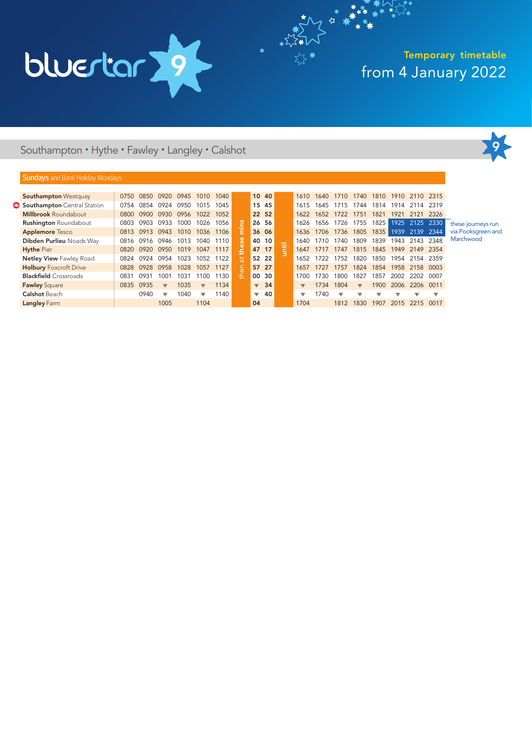bluestar 9

**Temporary timetable**
from 4 January 2022

## Southampton • Hythe • Fawley • Langley • Calshot

### Sundays and Bank Holiday Mondays

| | | | | | | | | | | | | | | | | | | | |
|---|---|---|---|---|---|---|---|---|---|---|---|---|---|---|---|---|---|---|---|
| **Southampton** Westquay | 0750 | 0850 | 0920 | 0945 | 1010 | 1040 | then at these mins | 10 | 40 | until | 1610 | 1640 | 1710 | 1740 | 1810 | 1910 | 2110 | 2315 | |
| **Southampton** Central Station | 0754 | 0854 | 0924 | 0950 | 1015 | 1045 | | 15 | 45 | | 1615 | 1645 | 1715 | 1744 | 1814 | 1914 | 2114 | 2319 | |
| **Millbrook** Roundabout | 0800 | 0900 | 0930 | 0956 | 1022 | 1052 | | 22 | 52 | | 1622 | 1652 | 1722 | 1751 | 1821 | 1921 | 2121 | 2326 | |
| **Rushington** Roundabout | 0803 | 0903 | 0933 | 1000 | 1026 | 1056 | | 26 | 56 | | 1626 | 1656 | 1726 | 1755 | 1825 | 1925 | 2125 | 2330 | these journeys run via Pooksgreen and Marchwood |
| **Applemore** Tesco | 0813 | 0913 | 0943 | 1010 | 1036 | 1106 | | 36 | 06 | | 1636 | 1706 | 1736 | 1805 | 1835 | 1939 | 2139 | 2344 | |
| **Dibden Purlieu** Noads Way | 0816 | 0916 | 0946 | 1013 | 1040 | 1110 | | 40 | 10 | | 1640 | 1710 | 1740 | 1809 | 1839 | 1943 | 2143 | 2348 | |
| **Hythe** Pier | 0820 | 0920 | 0950 | 1019 | 1047 | 1117 | | 47 | 17 | | 1647 | 1717 | 1747 | 1815 | 1845 | 1949 | 2149 | 2354 | |
| **Netley View** Fawley Road | 0824 | 0924 | 0954 | 1023 | 1052 | 1122 | | 52 | 22 | | 1652 | 1722 | 1752 | 1820 | 1850 | 1954 | 2154 | 2359 | |
| **Holbury** Foxcroft Drive | 0828 | 0928 | 0958 | 1028 | 1057 | 1127 | | 57 | 27 | | 1657 | 1727 | 1757 | 1824 | 1854 | 1958 | 2158 | 0003 | |
| **Blackfield** Crossroads | 0831 | 0931 | 1001 | 1031 | 1100 | 1130 | | 00 | 30 | | 1700 | 1730 | 1800 | 1827 | 1857 | 2002 | 2202 | 0007 | |
| **Fawley** Square | 0835 | 0935 | ▼ | 1035 | ▼ | 1134 | | ▼ | 34 | | ▼ | 1734 | 1804 | ▼ | 1900 | 2006 | 2206 | 0011 | |
| **Calshot** Beach | | 0940 | ▼ | 1040 | ▼ | 1140 | | ▼ | 40 | | ▼ | 1740 | ▼ | ▼ | ▼ | ▼ | ▼ | ▼ | |
| **Langley** Farm | | | 1005 | | 1104 | | | 04 | | | 1704 | | 1812 | 1830 | 1907 | 2015 | 2215 | 0017 | |